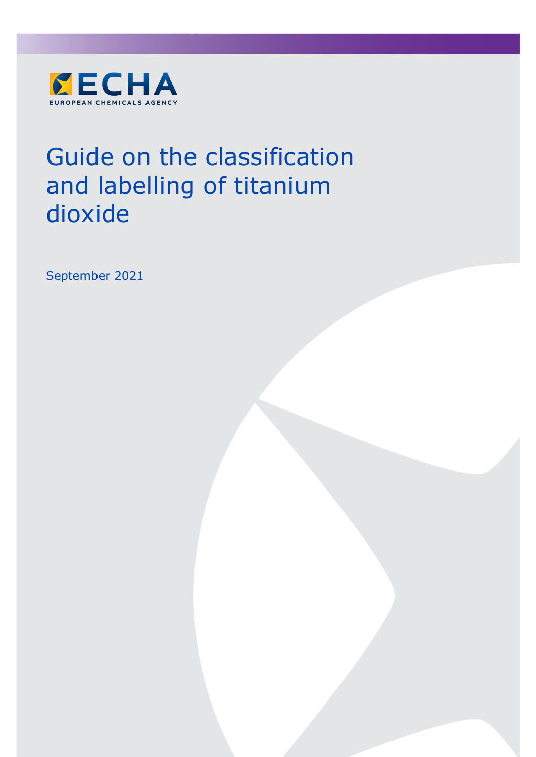ECHA

EUROPEAN CHEMICALS AGENCY

# Guide on the classification and labelling of titanium dioxide

September 2021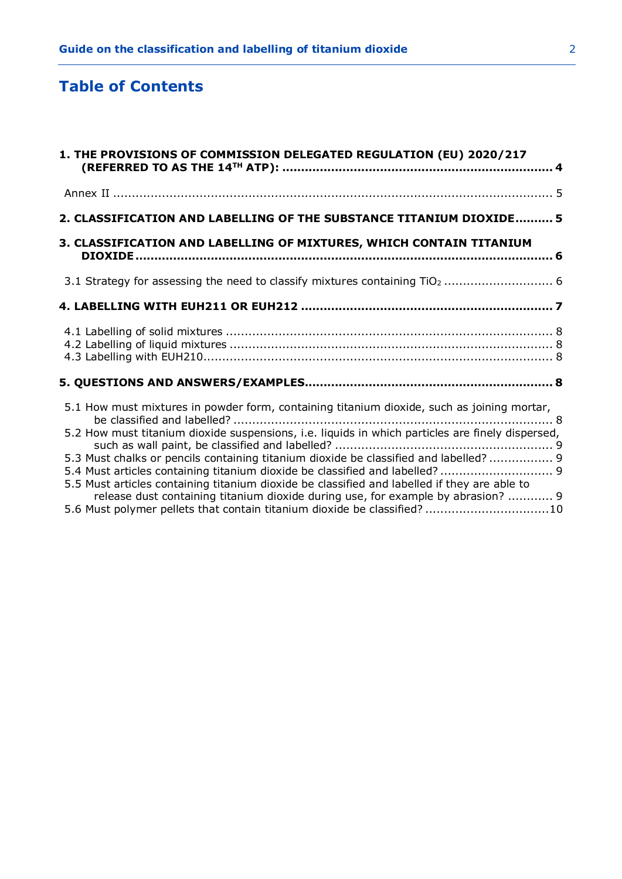# Table of Contents

**1. THE PROVISIONS OF COMMISSION DELEGATED REGULATION (EU) 2020/217 (REFERRED TO AS THE 14TH ATP): .......... 4**

Annex II .......... 5

**2. CLASSIFICATION AND LABELLING OF THE SUBSTANCE TITANIUM DIOXIDE .......... 5**

**3. CLASSIFICATION AND LABELLING OF MIXTURES, WHICH CONTAIN TITANIUM DIOXIDE .......... 6**

3.1 Strategy for assessing the need to classify mixtures containing $TiO_2$ .......... 6

**4. LABELLING WITH EUH211 OR EUH212 .......... 7**

4.1 Labelling of solid mixtures .......... 8
4.2 Labelling of liquid mixtures .......... 8
4.3 Labelling with EUH210 .......... 8

**5. QUESTIONS AND ANSWERS/EXAMPLES .......... 8**

5.1 How must mixtures in powder form, containing titanium dioxide, such as joining mortar, be classified and labelled? .......... 8
5.2 How must titanium dioxide suspensions, i.e. liquids in which particles are finely dispersed, such as wall paint, be classified and labelled? .......... 9
5.3 Must chalks or pencils containing titanium dioxide be classified and labelled? .......... 9
5.4 Must articles containing titanium dioxide be classified and labelled? .......... 9
5.5 Must articles containing titanium dioxide be classified and labelled if they are able to release dust containing titanium dioxide during use, for example by abrasion? .......... 9
5.6 Must polymer pellets that contain titanium dioxide be classified? .......... 10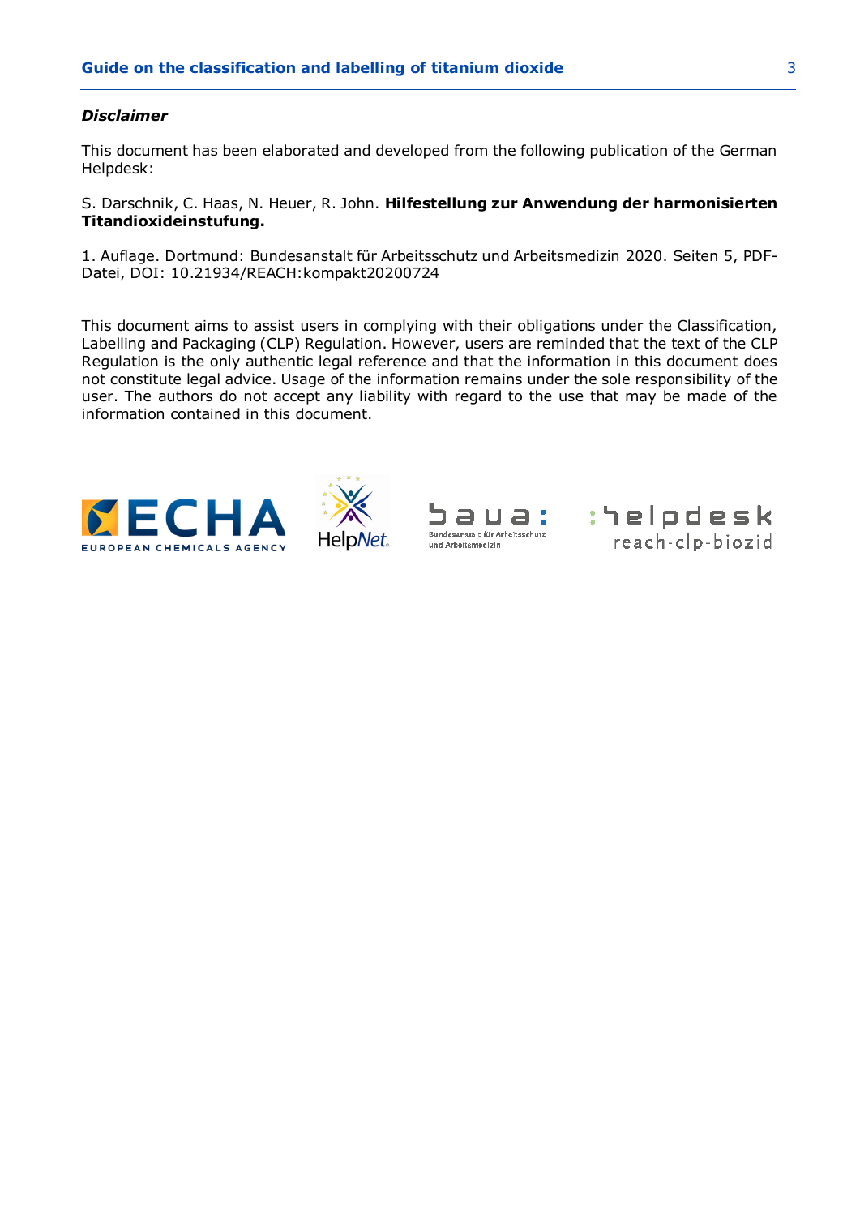***Disclaimer***

This document has been elaborated and developed from the following publication of the German Helpdesk:

S. Darschnik, C. Haas, N. Heuer, R. John. **Hilfestellung zur Anwendung der harmonisierten Titandioxideinstufung.**

1. Auflage. Dortmund: Bundesanstalt für Arbeitsschutz und Arbeitsmedizin 2020. Seiten 5, PDF-Datei, DOI: 10.21934/REACH:kompakt20200724

This document aims to assist users in complying with their obligations under the Classification, Labelling and Packaging (CLP) Regulation. However, users are reminded that the text of the CLP Regulation is the only authentic legal reference and that the information in this document does not constitute legal advice. Usage of the information remains under the sole responsibility of the user. The authors do not accept any liability with regard to the use that may be made of the information contained in this document.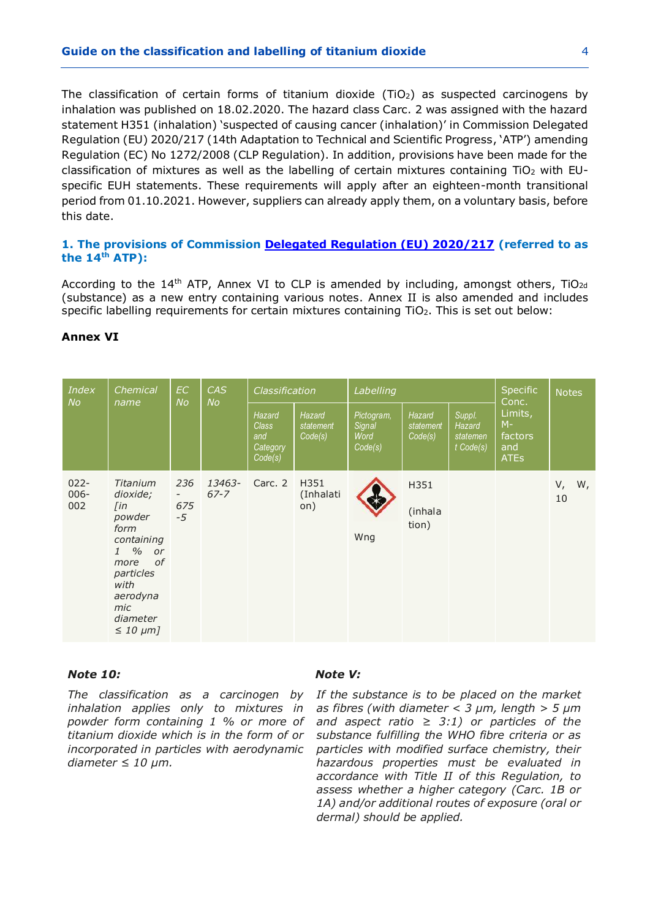The classification of certain forms of titanium dioxide ($TiO_2$) as suspected carcinogens by inhalation was published on 18.02.2020. The hazard class Carc. 2 was assigned with the hazard statement H351 (inhalation) 'suspected of causing cancer (inhalation)' in Commission Delegated Regulation (EU) 2020/217 (14th Adaptation to Technical and Scientific Progress, 'ATP') amending Regulation (EC) No 1272/2008 (CLP Regulation). In addition, provisions have been made for the classification of mixtures as well as the labelling of certain mixtures containing $TiO_2$ with EU-specific EUH statements. These requirements will apply after an eighteen-month transitional period from 01.10.2021. However, suppliers can already apply them, on a voluntary basis, before this date.

### 1. The provisions of Commission Delegated Regulation (EU) 2020/217 (referred to as the 14th ATP):

According to the 14th ATP, Annex VI to CLP is amended by including, amongst others, $TiO_{2d}$ (substance) as a new entry containing various notes. Annex II is also amended and includes specific labelling requirements for certain mixtures containing $TiO_2$. This is set out below:

**Annex VI**

| *Index No* | *Chemical name* | *EC No* | *CAS No* | *Classification* | | *Labelling* | | | Specific Conc. Limits, M-factors and ATEs | Notes |
|---|---|---|---|---|---|---|---|---|---|---|
| | | | | *Hazard Class and Category Code(s)* | *Hazard statement Code(s)* | *Pictogram, Signal Word Code(s)* | *Hazard statement Code(s)* | *Suppl. Hazard statement Code(s)* | | |
| 022-006-002 | *Titanium dioxide; [in powder form containing 1 % or more of particles with aerodynamic diameter ≤ 10 μm]* | *236-675-5* | *13463-67-7* | Carc. 2 | H351 (Inhalation) | Wng | H351 (inhalation) | | | V, W, 10 |

***Note 10:***

*The classification as a carcinogen by inhalation applies only to mixtures in powder form containing 1 % or more of titanium dioxide which is in the form of or incorporated in particles with aerodynamic diameter ≤ 10 μm.*

***Note V:***

*If the substance is to be placed on the market as fibres (with diameter < 3 μm, length > 5 μm and aspect ratio ≥ 3:1) or particles of the substance fulfilling the WHO fibre criteria or as particles with modified surface chemistry, their hazardous properties must be evaluated in accordance with Title II of this Regulation, to assess whether a higher category (Carc. 1B or 1A) and/or additional routes of exposure (oral or dermal) should be applied.*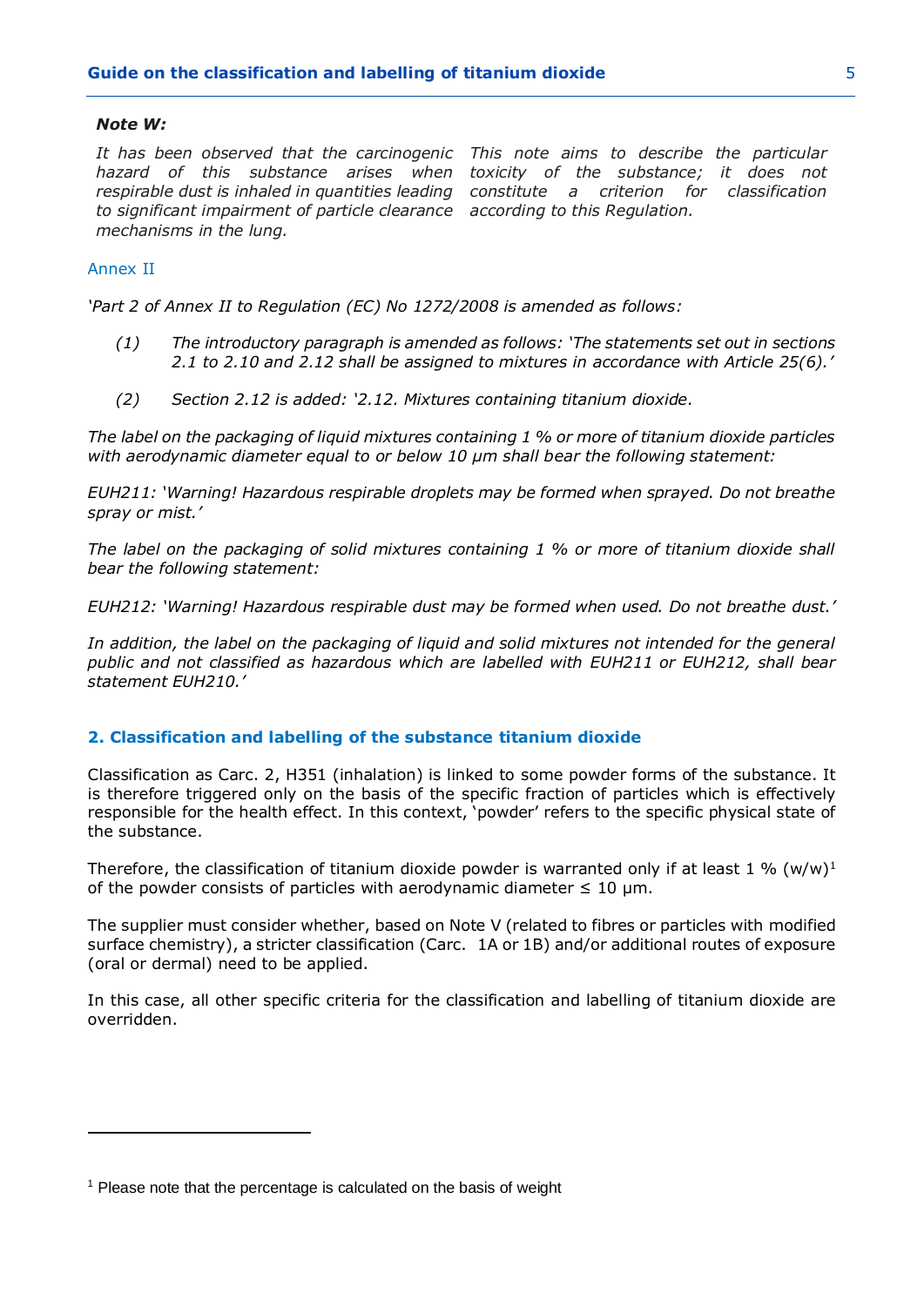***Note W:***

*It has been observed that the carcinogenic hazard of this substance arises when respirable dust is inhaled in quantities leading to significant impairment of particle clearance mechanisms in the lung.*

*This note aims to describe the particular toxicity of the substance; it does not constitute a criterion for classification according to this Regulation.*

Annex II

*'Part 2 of Annex II to Regulation (EC) No 1272/2008 is amended as follows:*

*(1) The introductory paragraph is amended as follows: 'The statements set out in sections 2.1 to 2.10 and 2.12 shall be assigned to mixtures in accordance with Article 25(6).'*

*(2) Section 2.12 is added: '2.12. Mixtures containing titanium dioxide.*

*The label on the packaging of liquid mixtures containing 1 % or more of titanium dioxide particles with aerodynamic diameter equal to or below 10 μm shall bear the following statement:*

*EUH211: 'Warning! Hazardous respirable droplets may be formed when sprayed. Do not breathe spray or mist.'*

*The label on the packaging of solid mixtures containing 1 % or more of titanium dioxide shall bear the following statement:*

*EUH212: 'Warning! Hazardous respirable dust may be formed when used. Do not breathe dust.'*

*In addition, the label on the packaging of liquid and solid mixtures not intended for the general public and not classified as hazardous which are labelled with EUH211 or EUH212, shall bear statement EUH210.'*

## 2. Classification and labelling of the substance titanium dioxide

Classification as Carc. 2, H351 (inhalation) is linked to some powder forms of the substance. It is therefore triggered only on the basis of the specific fraction of particles which is effectively responsible for the health effect. In this context, 'powder' refers to the specific physical state of the substance.

Therefore, the classification of titanium dioxide powder is warranted only if at least 1 % (w/w)[1] of the powder consists of particles with aerodynamic diameter ≤ 10 μm.

The supplier must consider whether, based on Note V (related to fibres or particles with modified surface chemistry), a stricter classification (Carc. 1A or 1B) and/or additional routes of exposure (oral or dermal) need to be applied.

In this case, all other specific criteria for the classification and labelling of titanium dioxide are overridden.

[1] Please note that the percentage is calculated on the basis of weight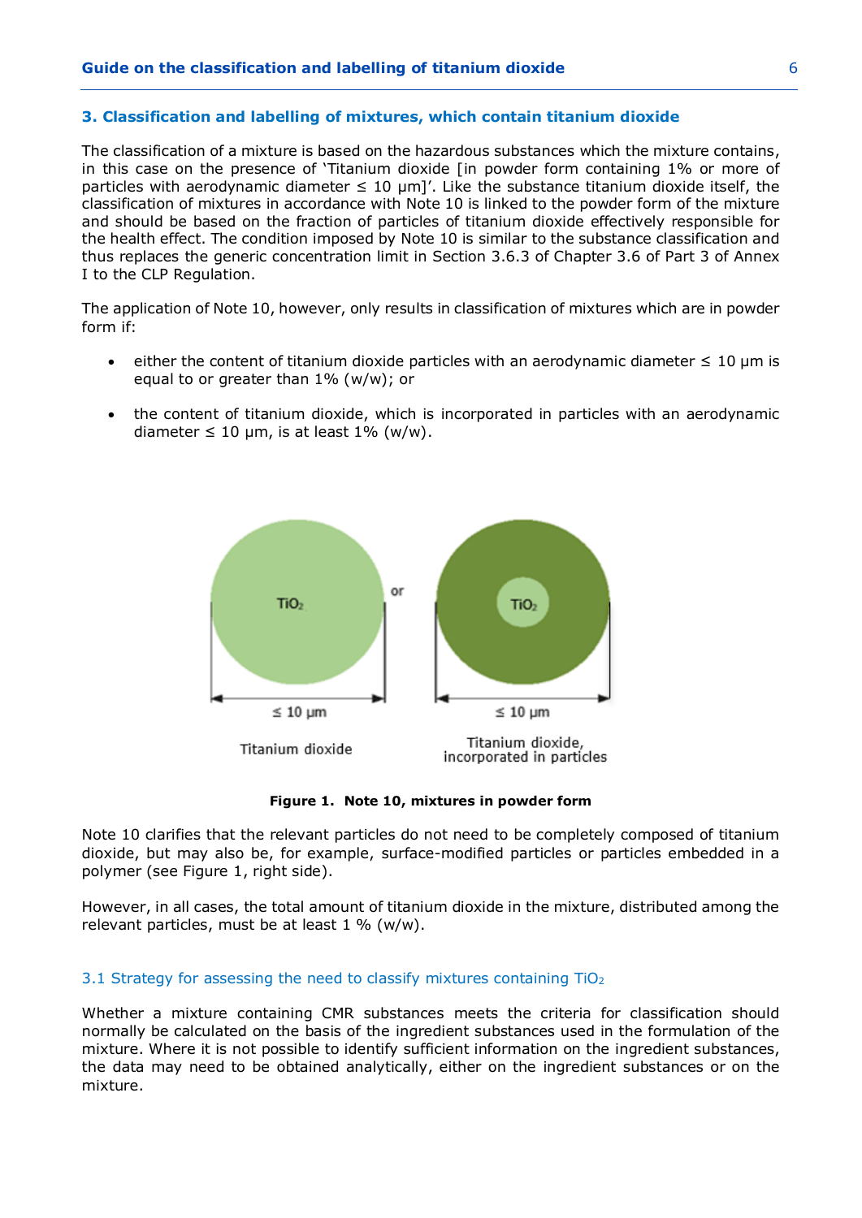## 3. Classification and labelling of mixtures, which contain titanium dioxide

The classification of a mixture is based on the hazardous substances which the mixture contains, in this case on the presence of 'Titanium dioxide [in powder form containing 1% or more of particles with aerodynamic diameter ≤ 10 μm]'. Like the substance titanium dioxide itself, the classification of mixtures in accordance with Note 10 is linked to the powder form of the mixture and should be based on the fraction of particles of titanium dioxide effectively responsible for the health effect. The condition imposed by Note 10 is similar to the substance classification and thus replaces the generic concentration limit in Section 3.6.3 of Chapter 3.6 of Part 3 of Annex I to the CLP Regulation.

The application of Note 10, however, only results in classification of mixtures which are in powder form if:

- either the content of titanium dioxide particles with an aerodynamic diameter ≤ 10 μm is equal to or greater than 1% (w/w); or
- the content of titanium dioxide, which is incorporated in particles with an aerodynamic diameter ≤ 10 μm, is at least 1% (w/w).

$TiO_2$ — ≤ 10 μm — Titanium dioxide

or

$TiO_2$ — ≤ 10 μm — Titanium dioxide, incorporated in particles

**Figure 1. Note 10, mixtures in powder form**

Note 10 clarifies that the relevant particles do not need to be completely composed of titanium dioxide, but may also be, for example, surface-modified particles or particles embedded in a polymer (see Figure 1, right side).

However, in all cases, the total amount of titanium dioxide in the mixture, distributed among the relevant particles, must be at least 1 % (w/w).

### 3.1 Strategy for assessing the need to classify mixtures containing $TiO_2$

Whether a mixture containing CMR substances meets the criteria for classification should normally be calculated on the basis of the ingredient substances used in the formulation of the mixture. Where it is not possible to identify sufficient information on the ingredient substances, the data may need to be obtained analytically, either on the ingredient substances or on the mixture.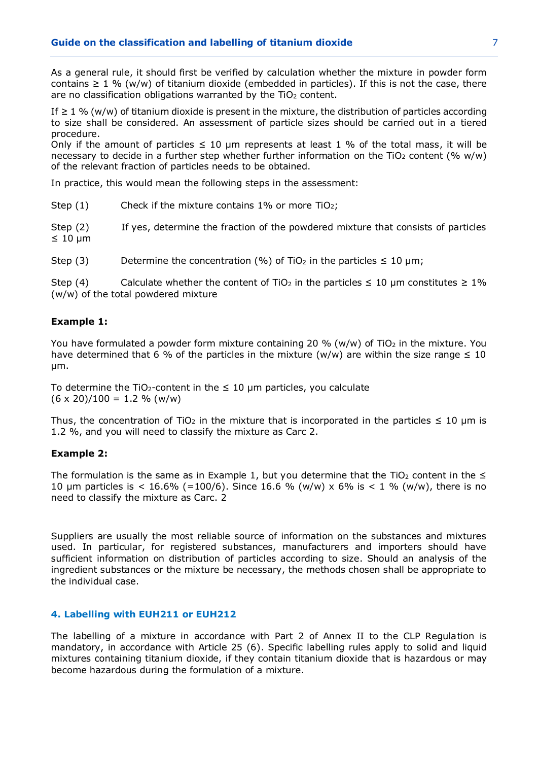As a general rule, it should first be verified by calculation whether the mixture in powder form contains ≥ 1 % (w/w) of titanium dioxide (embedded in particles). If this is not the case, there are no classification obligations warranted by the $TiO_2$ content.

If ≥ 1 % (w/w) of titanium dioxide is present in the mixture, the distribution of particles according to size shall be considered. An assessment of particle sizes should be carried out in a tiered procedure.
Only if the amount of particles ≤ 10 μm represents at least 1 % of the total mass, it will be necessary to decide in a further step whether further information on the $TiO_2$ content (% w/w) of the relevant fraction of particles needs to be obtained.

In practice, this would mean the following steps in the assessment:

Step (1) Check if the mixture contains 1% or more $TiO_2$;

Step (2) If yes, determine the fraction of the powdered mixture that consists of particles ≤ 10 μm

Step (3) Determine the concentration (%) of $TiO_2$ in the particles ≤ 10 μm;

Step (4) Calculate whether the content of $TiO_2$ in the particles ≤ 10 μm constitutes ≥ 1% (w/w) of the total powdered mixture

**Example 1:**

You have formulated a powder form mixture containing 20 % (w/w) of $TiO_2$ in the mixture. You have determined that 6 % of the particles in the mixture (w/w) are within the size range ≤ 10 μm.

To determine the $TiO_2$-content in the ≤ 10 μm particles, you calculate
(6 x 20)/100 = 1.2 % (w/w)

Thus, the concentration of $TiO_2$ in the mixture that is incorporated in the particles ≤ 10 μm is 1.2 %, and you will need to classify the mixture as Carc 2.

**Example 2:**

The formulation is the same as in Example 1, but you determine that the $TiO_2$ content in the ≤ 10 μm particles is < 16.6% (=100/6). Since 16.6 % (w/w) x 6% is < 1 % (w/w), there is no need to classify the mixture as Carc. 2

Suppliers are usually the most reliable source of information on the substances and mixtures used. In particular, for registered substances, manufacturers and importers should have sufficient information on distribution of particles according to size. Should an analysis of the ingredient substances or the mixture be necessary, the methods chosen shall be appropriate to the individual case.

## 4. Labelling with EUH211 or EUH212

The labelling of a mixture in accordance with Part 2 of Annex II to the CLP Regulation is mandatory, in accordance with Article 25 (6). Specific labelling rules apply to solid and liquid mixtures containing titanium dioxide, if they contain titanium dioxide that is hazardous or may become hazardous during the formulation of a mixture.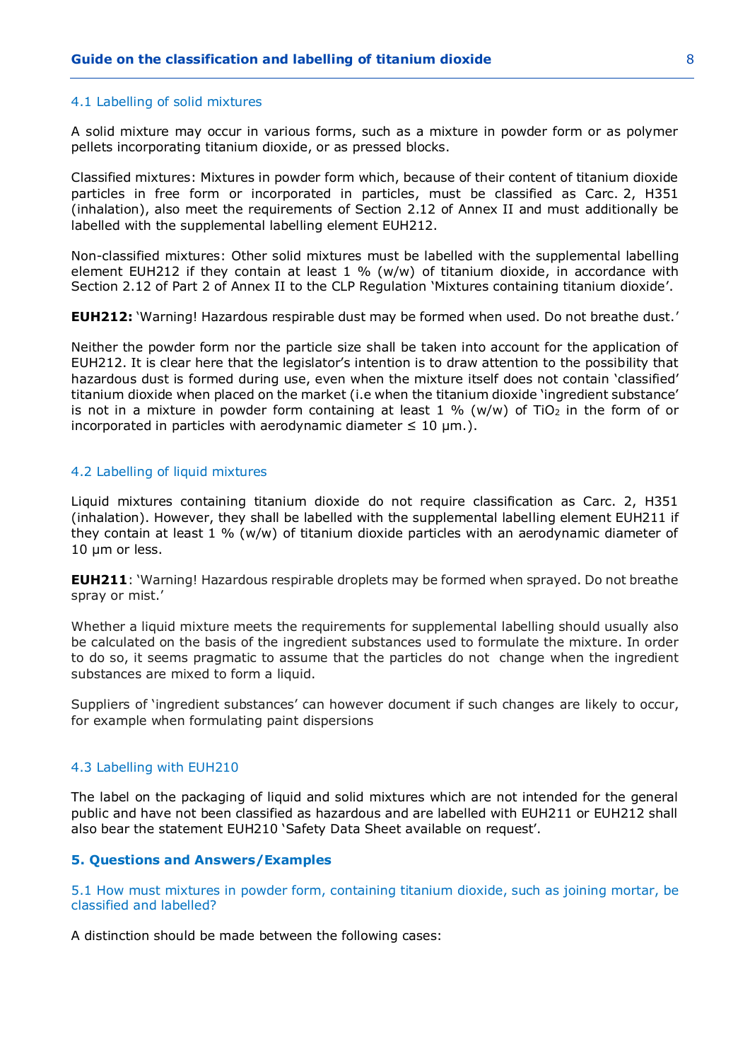### 4.1 Labelling of solid mixtures

A solid mixture may occur in various forms, such as a mixture in powder form or as polymer pellets incorporating titanium dioxide, or as pressed blocks.

Classified mixtures: Mixtures in powder form which, because of their content of titanium dioxide particles in free form or incorporated in particles, must be classified as Carc. 2, H351 (inhalation), also meet the requirements of Section 2.12 of Annex II and must additionally be labelled with the supplemental labelling element EUH212.

Non-classified mixtures: Other solid mixtures must be labelled with the supplemental labelling element EUH212 if they contain at least 1 % (w/w) of titanium dioxide, in accordance with Section 2.12 of Part 2 of Annex II to the CLP Regulation 'Mixtures containing titanium dioxide'.

**EUH212:** 'Warning! Hazardous respirable dust may be formed when used. Do not breathe dust.'

Neither the powder form nor the particle size shall be taken into account for the application of EUH212. It is clear here that the legislator's intention is to draw attention to the possibility that hazardous dust is formed during use, even when the mixture itself does not contain 'classified' titanium dioxide when placed on the market (i.e when the titanium dioxide 'ingredient substance' is not in a mixture in powder form containing at least 1 % (w/w) of $TiO_2$ in the form of or incorporated in particles with aerodynamic diameter ≤ 10 μm.).

### 4.2 Labelling of liquid mixtures

Liquid mixtures containing titanium dioxide do not require classification as Carc. 2, H351 (inhalation). However, they shall be labelled with the supplemental labelling element EUH211 if they contain at least 1 % (w/w) of titanium dioxide particles with an aerodynamic diameter of 10 μm or less.

**EUH211**: 'Warning! Hazardous respirable droplets may be formed when sprayed. Do not breathe spray or mist.'

Whether a liquid mixture meets the requirements for supplemental labelling should usually also be calculated on the basis of the ingredient substances used to formulate the mixture. In order to do so, it seems pragmatic to assume that the particles do not change when the ingredient substances are mixed to form a liquid.

Suppliers of 'ingredient substances' can however document if such changes are likely to occur, for example when formulating paint dispersions

### 4.3 Labelling with EUH210

The label on the packaging of liquid and solid mixtures which are not intended for the general public and have not been classified as hazardous and are labelled with EUH211 or EUH212 shall also bear the statement EUH210 'Safety Data Sheet available on request'.

## 5. Questions and Answers/Examples

### 5.1 How must mixtures in powder form, containing titanium dioxide, such as joining mortar, be classified and labelled?

A distinction should be made between the following cases: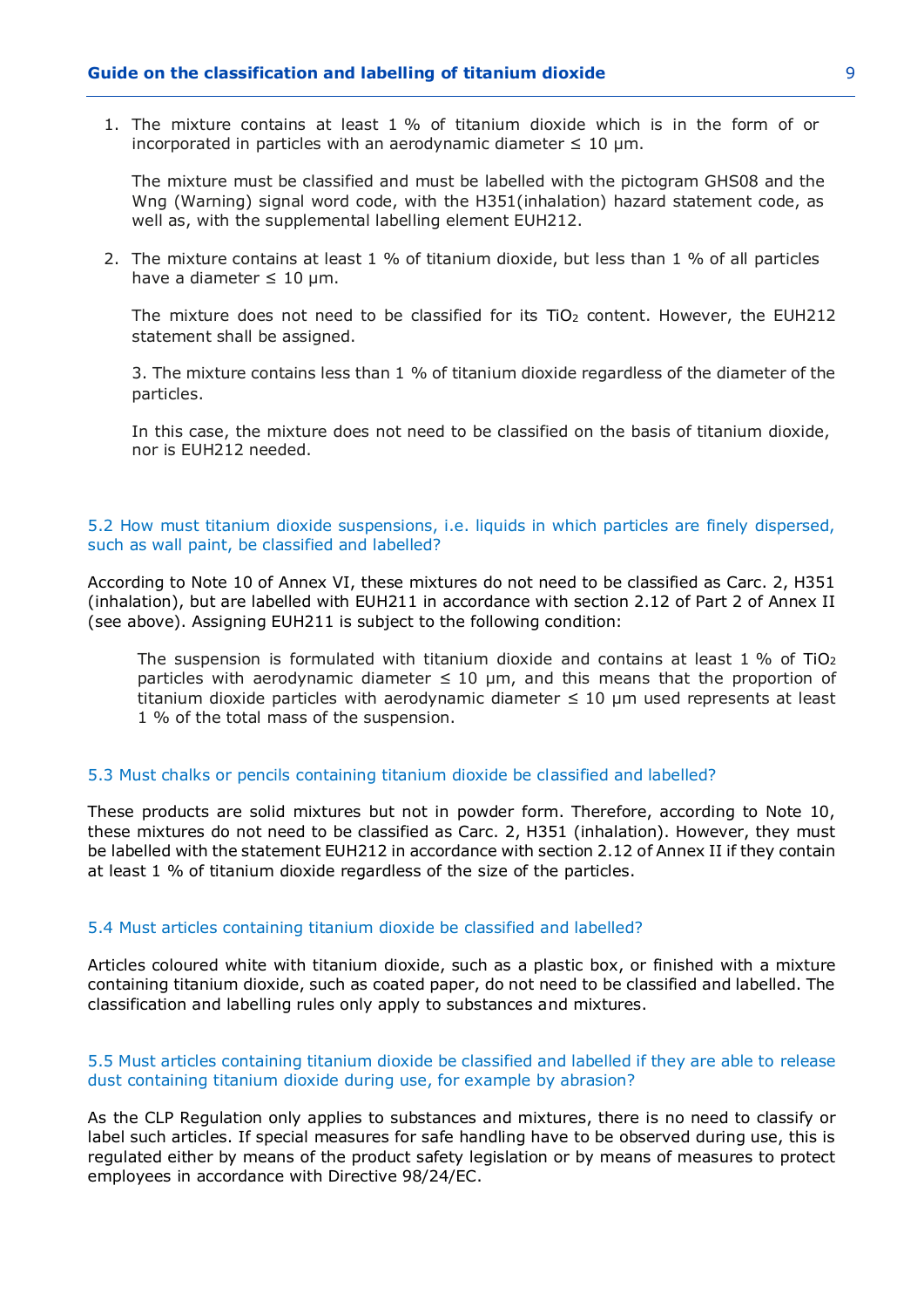1. The mixture contains at least 1 % of titanium dioxide which is in the form of or incorporated in particles with an aerodynamic diameter ≤ 10 μm.

   The mixture must be classified and must be labelled with the pictogram GHS08 and the Wng (Warning) signal word code, with the H351(inhalation) hazard statement code, as well as, with the supplemental labelling element EUH212.

2. The mixture contains at least 1 % of titanium dioxide, but less than 1 % of all particles have a diameter ≤ 10 μm.

   The mixture does not need to be classified for its $TiO_2$ content. However, the EUH212 statement shall be assigned.

   3. The mixture contains less than 1 % of titanium dioxide regardless of the diameter of the particles.

   In this case, the mixture does not need to be classified on the basis of titanium dioxide, nor is EUH212 needed.

### 5.2 How must titanium dioxide suspensions, i.e. liquids in which particles are finely dispersed, such as wall paint, be classified and labelled?

According to Note 10 of Annex VI, these mixtures do not need to be classified as Carc. 2, H351 (inhalation), but are labelled with EUH211 in accordance with section 2.12 of Part 2 of Annex II (see above). Assigning EUH211 is subject to the following condition:

> The suspension is formulated with titanium dioxide and contains at least 1 % of $TiO_2$ particles with aerodynamic diameter ≤ 10 μm, and this means that the proportion of titanium dioxide particles with aerodynamic diameter ≤ 10 μm used represents at least 1 % of the total mass of the suspension.

### 5.3 Must chalks or pencils containing titanium dioxide be classified and labelled?

These products are solid mixtures but not in powder form. Therefore, according to Note 10, these mixtures do not need to be classified as Carc. 2, H351 (inhalation). However, they must be labelled with the statement EUH212 in accordance with section 2.12 of Annex II if they contain at least 1 % of titanium dioxide regardless of the size of the particles.

### 5.4 Must articles containing titanium dioxide be classified and labelled?

Articles coloured white with titanium dioxide, such as a plastic box, or finished with a mixture containing titanium dioxide, such as coated paper, do not need to be classified and labelled. The classification and labelling rules only apply to substances and mixtures.

### 5.5 Must articles containing titanium dioxide be classified and labelled if they are able to release dust containing titanium dioxide during use, for example by abrasion?

As the CLP Regulation only applies to substances and mixtures, there is no need to classify or label such articles. If special measures for safe handling have to be observed during use, this is regulated either by means of the product safety legislation or by means of measures to protect employees in accordance with Directive 98/24/EC.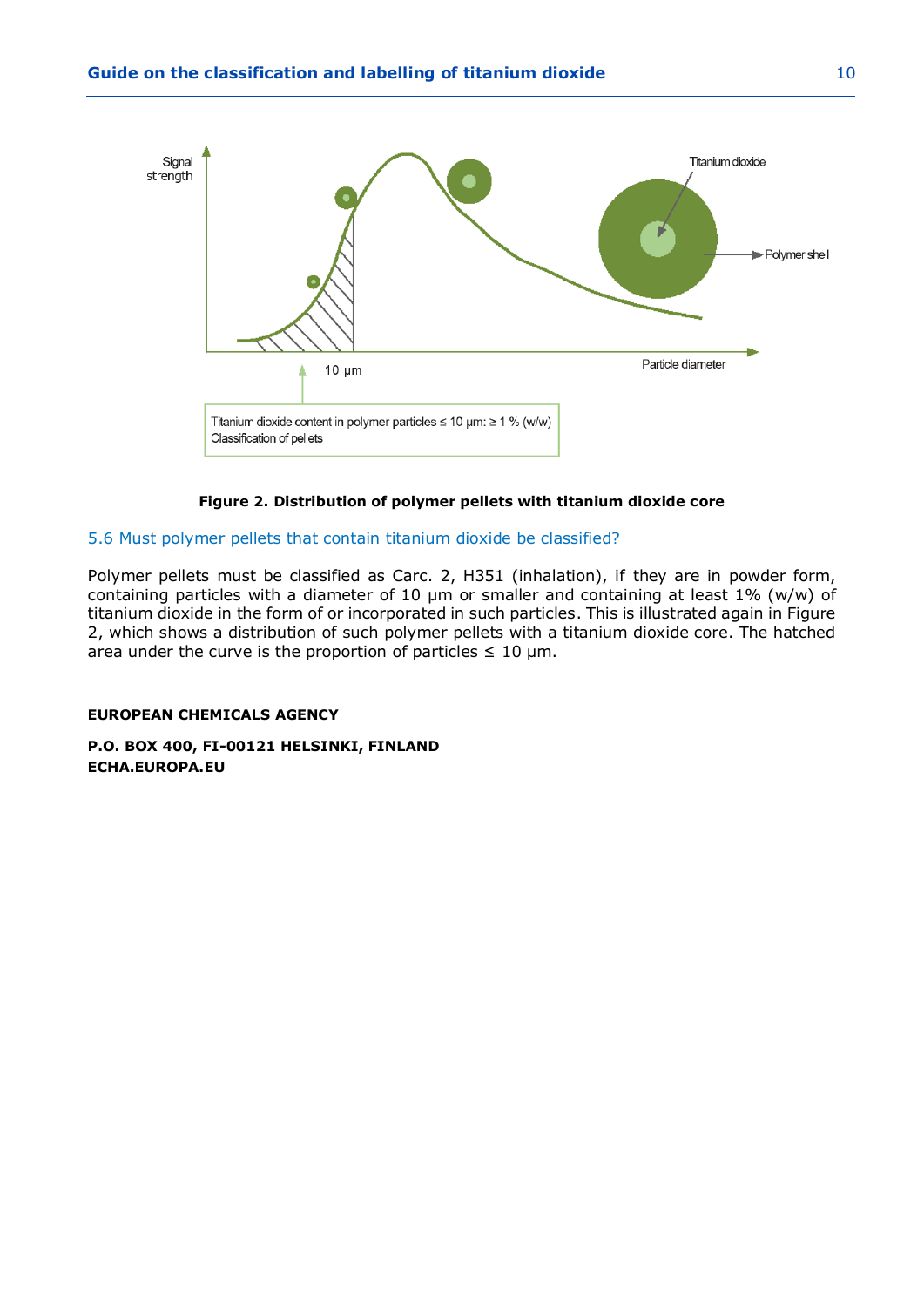Signal strength

Titanium dioxide

Polymer shell

10 µm

Particle diameter

Titanium dioxide content in polymer particles ≤ 10 µm: ≥ 1 % (w/w)
Classification of pellets

**Figure 2. Distribution of polymer pellets with titanium dioxide core**

## 5.6 Must polymer pellets that contain titanium dioxide be classified?

Polymer pellets must be classified as Carc. 2, H351 (inhalation), if they are in powder form, containing particles with a diameter of 10 µm or smaller and containing at least 1% (w/w) of titanium dioxide in the form of or incorporated in such particles. This is illustrated again in Figure 2, which shows a distribution of such polymer pellets with a titanium dioxide core. The hatched area under the curve is the proportion of particles ≤ 10 µm.

**EUROPEAN CHEMICALS AGENCY**

**P.O. BOX 400, FI-00121 HELSINKI, FINLAND**
**ECHA.EUROPA.EU**